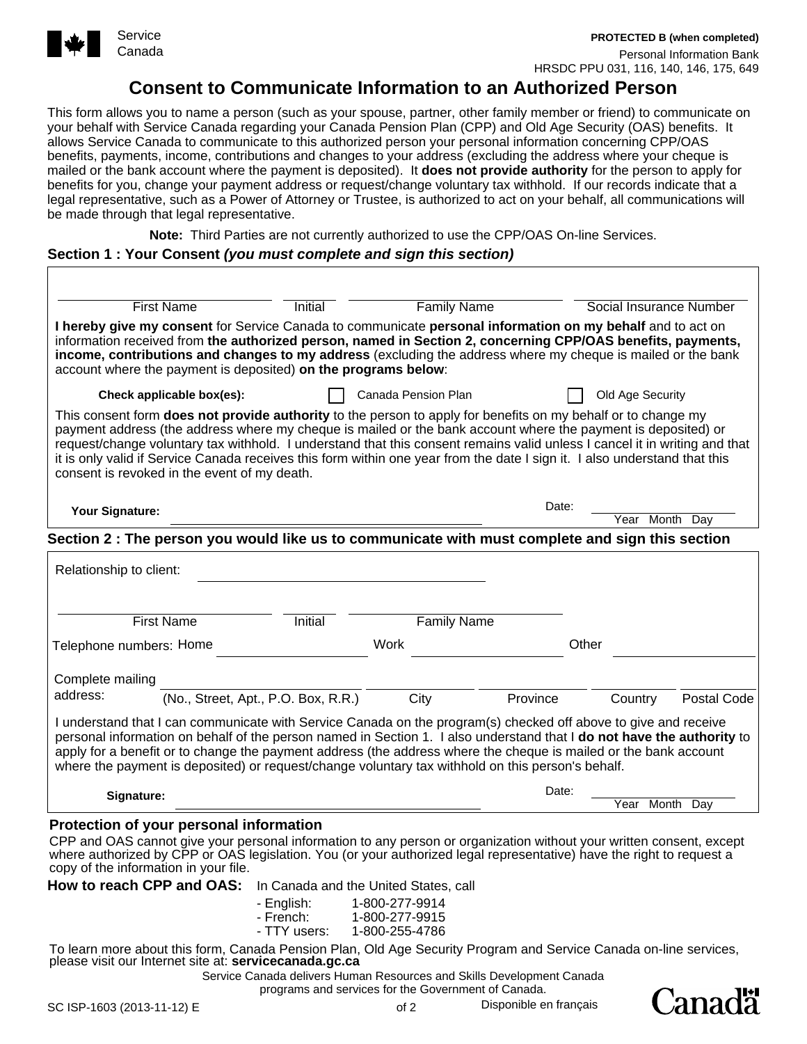Service Canada

**PROTECTED B (when completed)**

Personal Information Bank
HRSDC PPU 031, 116, 140, 146, 175, 649

# Consent to Communicate Information to an Authorized Person

This form allows you to name a person (such as your spouse, partner, other family member or friend) to communicate on your behalf with Service Canada regarding your Canada Pension Plan (CPP) and Old Age Security (OAS) benefits. It allows Service Canada to communicate to this authorized person your personal information concerning CPP/OAS benefits, payments, income, contributions and changes to your address (excluding the address where your cheque is mailed or the bank account where the payment is deposited). It **does not provide authority** for the person to apply for benefits for you, change your payment address or request/change voluntary tax withhold. If our records indicate that a legal representative, such as a Power of Attorney or Trustee, is authorized to act on your behalf, all communications will be made through that legal representative.

**Note:** Third Parties are not currently authorized to use the CPP/OAS On-line Services.

## Section 1 : Your Consent *(you must complete and sign this section)*

| First Name | Initial | Family Name | Social Insurance Number |
|---|---|---|---|
| | | | |

**I hereby give my consent** for Service Canada to communicate **personal information on my behalf** and to act on information received from **the authorized person, named in Section 2, concerning CPP/OAS benefits, payments, income, contributions and changes to my address** (excluding the address where my cheque is mailed or the bank account where the payment is deposited) **on the programs below**:

**Check applicable box(es):** ☐ Canada Pension Plan ☐ Old Age Security

This consent form **does not provide authority** to the person to apply for benefits on my behalf or to change my payment address (the address where my cheque is mailed or the bank account where the payment is deposited) or request/change voluntary tax withhold. I understand that this consent remains valid unless I cancel it in writing and that it is only valid if Service Canada receives this form within one year from the date I sign it. I also understand that this consent is revoked in the event of my death.

**Your Signature:** ______________________ Date: ____________ (Year Month Day)

## Section 2 : The person you would like us to communicate with must complete and sign this section

Relationship to client: ______________________

| First Name | Initial | Family Name |
|---|---|---|
| | | |

Telephone numbers: Home __________ Work __________ Other __________

Complete mailing address:

| (No., Street, Apt., P.O. Box, R.R.) | City | Province | Country | Postal Code |
|---|---|---|---|---|
| | | | | |

I understand that I can communicate with Service Canada on the program(s) checked off above to give and receive personal information on behalf of the person named in Section 1. I also understand that I **do not have the authority** to apply for a benefit or to change the payment address (the address where the cheque is mailed or the bank account where the payment is deposited) or request/change voluntary tax withhold on this person's behalf.

**Signature:** ______________________ Date: ____________ (Year Month Day)

### Protection of your personal information

CPP and OAS cannot give your personal information to any person or organization without your written consent, except where authorized by CPP or OAS legislation. You (or your authorized legal representative) have the right to request a copy of the information in your file.

**How to reach CPP and OAS:** In Canada and the United States, call

- English: 1-800-277-9914
- French: 1-800-277-9915
- TTY users: 1-800-255-4786

To learn more about this form, Canada Pension Plan, Old Age Security Program and Service Canada on-line services, please visit our Internet site at: **servicecanada.gc.ca**

Service Canada delivers Human Resources and Skills Development Canada programs and services for the Government of Canada.

SC ISP-1603 (2013-11-12) E

Disponible en français

Canada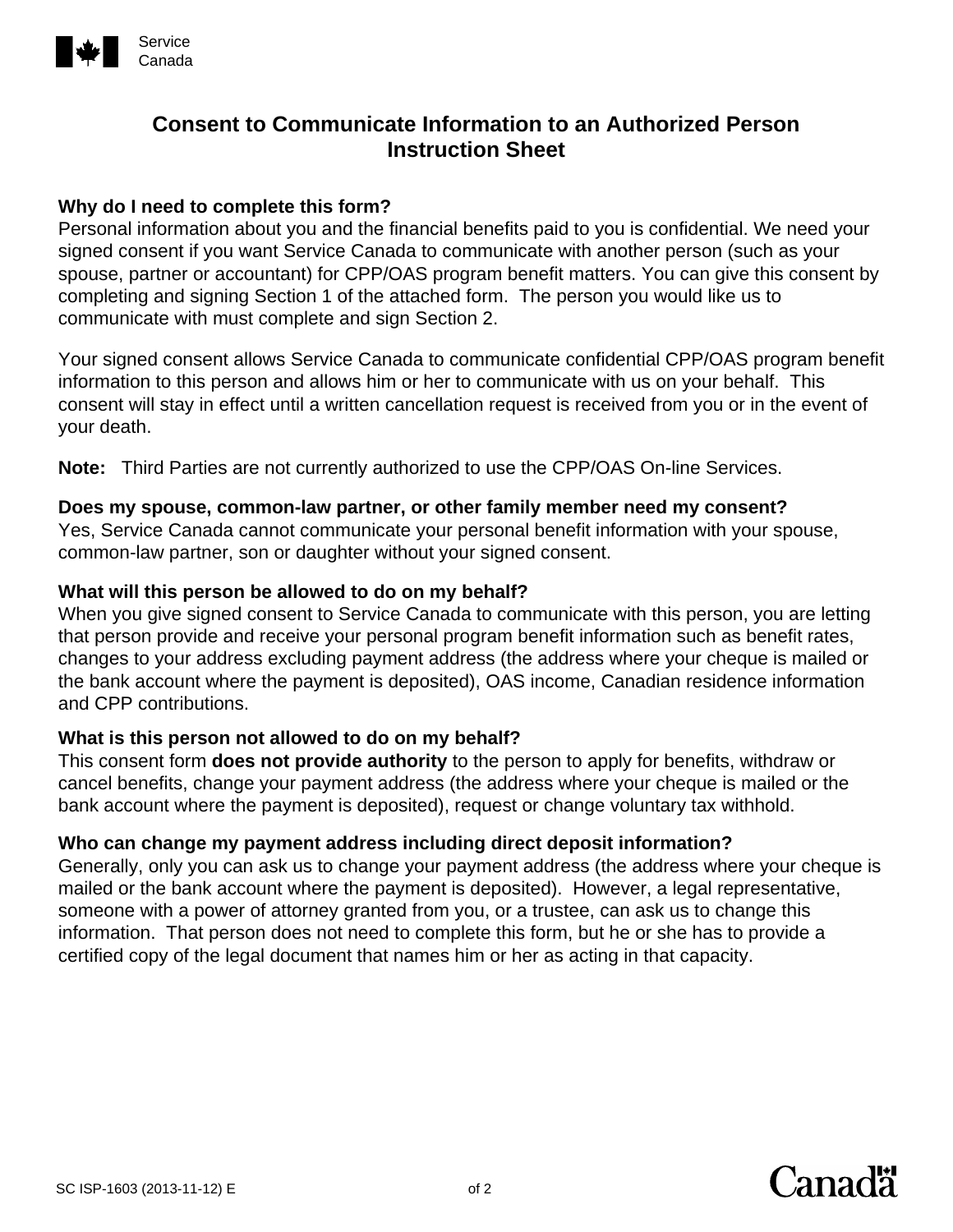Service Canada

# Consent to Communicate Information to an Authorized Person Instruction Sheet

**Why do I need to complete this form?**
Personal information about you and the financial benefits paid to you is confidential. We need your signed consent if you want Service Canada to communicate with another person (such as your spouse, partner or accountant) for CPP/OAS program benefit matters. You can give this consent by completing and signing Section 1 of the attached form. The person you would like us to communicate with must complete and sign Section 2.

Your signed consent allows Service Canada to communicate confidential CPP/OAS program benefit information to this person and allows him or her to communicate with us on your behalf. This consent will stay in effect until a written cancellation request is received from you or in the event of your death.

**Note:** Third Parties are not currently authorized to use the CPP/OAS On-line Services.

**Does my spouse, common-law partner, or other family member need my consent?**
Yes, Service Canada cannot communicate your personal benefit information with your spouse, common-law partner, son or daughter without your signed consent.

**What will this person be allowed to do on my behalf?**
When you give signed consent to Service Canada to communicate with this person, you are letting that person provide and receive your personal program benefit information such as benefit rates, changes to your address excluding payment address (the address where your cheque is mailed or the bank account where the payment is deposited), OAS income, Canadian residence information and CPP contributions.

**What is this person not allowed to do on my behalf?**
This consent form **does not provide authority** to the person to apply for benefits, withdraw or cancel benefits, change your payment address (the address where your cheque is mailed or the bank account where the payment is deposited), request or change voluntary tax withhold.

**Who can change my payment address including direct deposit information?**
Generally, only you can ask us to change your payment address (the address where your cheque is mailed or the bank account where the payment is deposited). However, a legal representative, someone with a power of attorney granted from you, or a trustee, can ask us to change this information. That person does not need to complete this form, but he or she has to provide a certified copy of the legal document that names him or her as acting in that capacity.

SC ISP-1603 (2013-11-12) E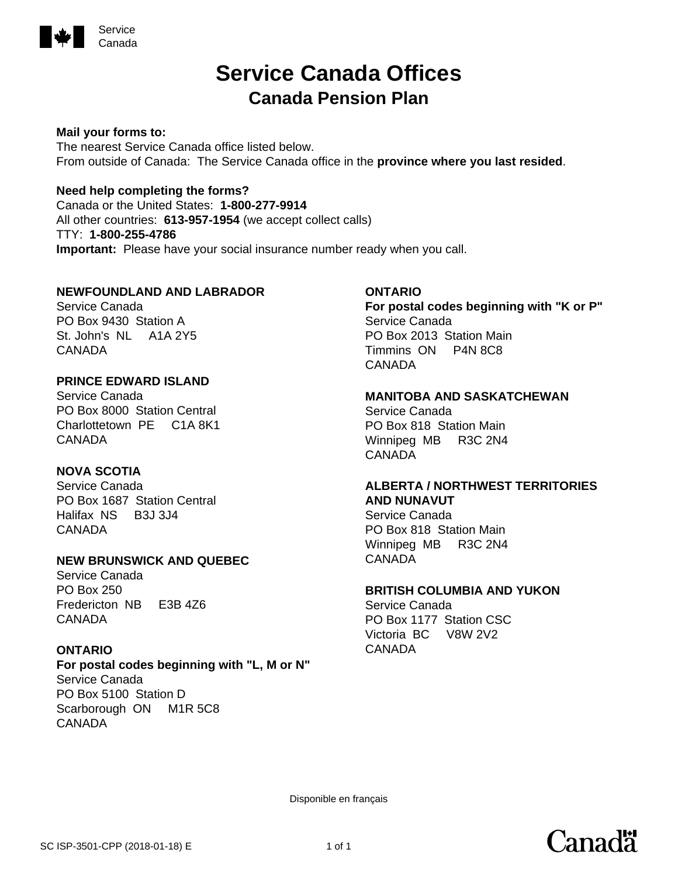Service Canada

# Service Canada Offices

## Canada Pension Plan

**Mail your forms to:**
The nearest Service Canada office listed below.
From outside of Canada: The Service Canada office in the **province where you last resided**.

**Need help completing the forms?**
Canada or the United States: **1-800-277-9914**
All other countries: **613-957-1954** (we accept collect calls)
TTY: **1-800-255-4786**
**Important:** Please have your social insurance number ready when you call.

**NEWFOUNDLAND AND LABRADOR**
Service Canada
PO Box 9430 Station A
St. John's NL A1A 2Y5
CANADA

**PRINCE EDWARD ISLAND**
Service Canada
PO Box 8000 Station Central
Charlottetown PE C1A 8K1
CANADA

**NOVA SCOTIA**
Service Canada
PO Box 1687 Station Central
Halifax NS B3J 3J4
CANADA

**NEW BRUNSWICK AND QUEBEC**
Service Canada
PO Box 250
Fredericton NB E3B 4Z6
CANADA

**ONTARIO**
**For postal codes beginning with "L, M or N"**
Service Canada
PO Box 5100 Station D
Scarborough ON M1R 5C8
CANADA

**ONTARIO**
**For postal codes beginning with "K or P"**
Service Canada
PO Box 2013 Station Main
Timmins ON P4N 8C8
CANADA

**MANITOBA AND SASKATCHEWAN**
Service Canada
PO Box 818 Station Main
Winnipeg MB R3C 2N4
CANADA

**ALBERTA / NORTHWEST TERRITORIES AND NUNAVUT**
Service Canada
PO Box 818 Station Main
Winnipeg MB R3C 2N4
CANADA

**BRITISH COLUMBIA AND YUKON**
Service Canada
PO Box 1177 Station CSC
Victoria BC V8W 2V2
CANADA

Disponible en français

SC ISP-3501-CPP (2018-01-18) E